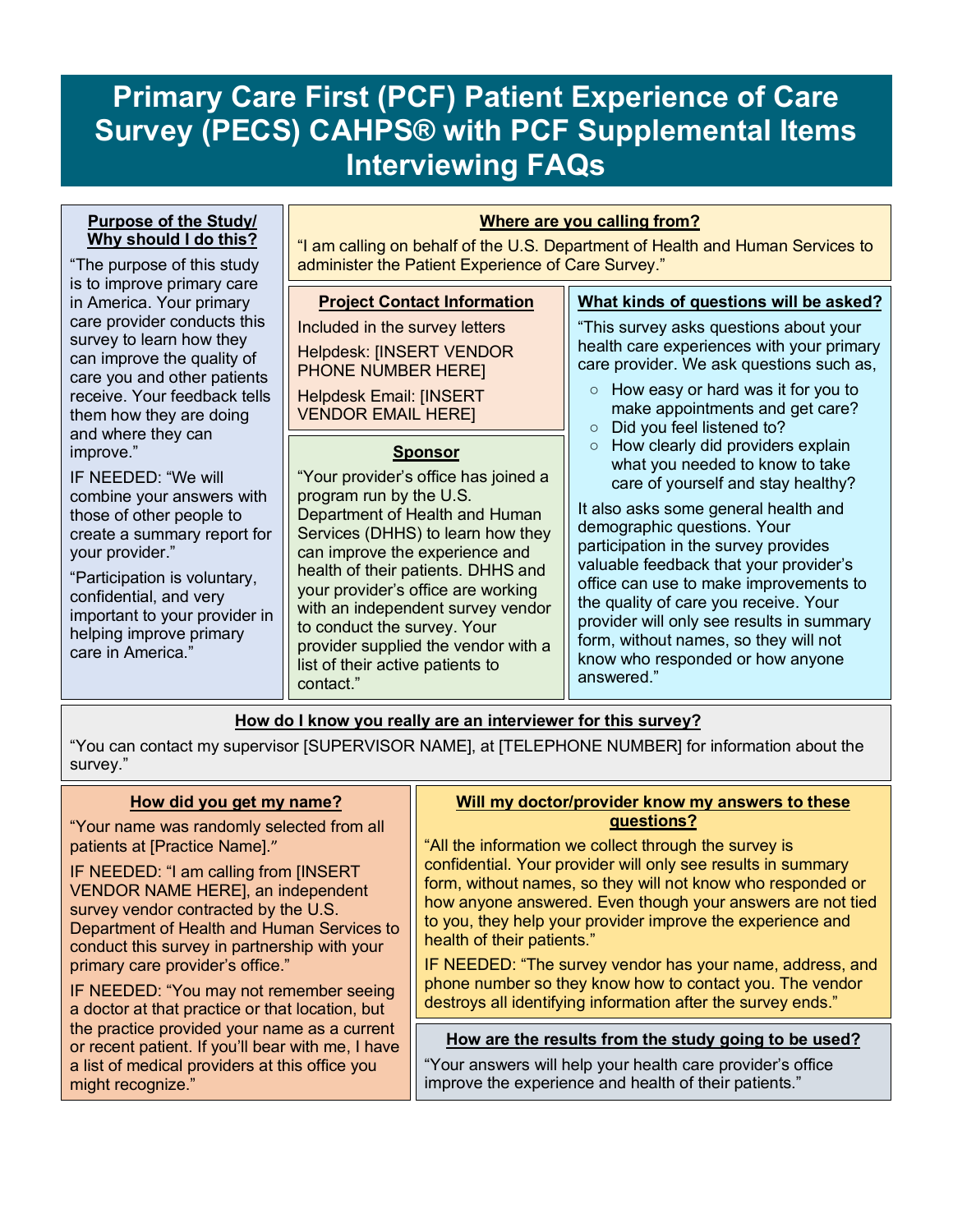# Primary Care First (PCF) Patient Experience of Care Survey (PECS) CAHPS® with PCF Supplemental Items Interviewing FAQs

### Purpose of the Study/ Why should I do this?

"The purpose of this study is to improve primary care in America. Your primary care provider conducts this survey to learn how they can improve the quality of care you and other patients receive. Your feedback tells them how they are doing and where they can improve."

IF NEEDED: "We will combine your answers with those of other people to create a summary report for your provider."

"Participation is voluntary, confidential, and very important to your provider in helping improve primary care in America."

### Where are you calling from?

"I am calling on behalf of the U.S. Department of Health and Human Services to administer the Patient Experience of Care Survey."

### Project Contact Information

Included in the survey letters

Helpdesk: [INSERT VENDOR PHONE NUMBER HERE]

Helpdesk Email: [INSERT VENDOR EMAIL HERE]

### Sponsor

"Your provider's office has joined a program run by the U.S. Department of Health and Human Services (DHHS) to learn how they can improve the experience and health of their patients. DHHS and your provider's office are working with an independent survey vendor to conduct the survey. Your provider supplied the vendor with a list of their active patients to contact."

### What kinds of questions will be asked?

"This survey asks questions about your health care experiences with your primary care provider. We ask questions such as,

- How easy or hard was it for you to make appointments and get care?
- Did you feel listened to?
- How clearly did providers explain what you needed to know to take care of yourself and stay healthy?

It also asks some general health and demographic questions. Your participation in the survey provides valuable feedback that your provider's office can use to make improvements to the quality of care you receive. Your provider will only see results in summary form, without names, so they will not know who responded or how anyone answered."

### How do I know you really are an interviewer for this survey?

"You can contact my supervisor [SUPERVISOR NAME], at [TELEPHONE NUMBER] for information about the survey."

### How did you get my name?

"Your name was randomly selected from all patients at [Practice Name]."

IF NEEDED: "I am calling from [INSERT VENDOR NAME HERE], an independent survey vendor contracted by the U.S. Department of Health and Human Services to conduct this survey in partnership with your primary care provider's office."

IF NEEDED: "You may not remember seeing a doctor at that practice or that location, but the practice provided your name as a current or recent patient. If you'll bear with me, I have a list of medical providers at this office you might recognize."

### Will my doctor/provider know my answers to these questions?

"All the information we collect through the survey is confidential. Your provider will only see results in summary form, without names, so they will not know who responded or how anyone answered. Even though your answers are not tied to you, they help your provider improve the experience and health of their patients."

IF NEEDED: "The survey vendor has your name, address, and phone number so they know how to contact you. The vendor destroys all identifying information after the survey ends."

### How are the results from the study going to be used?

"Your answers will help your health care provider's office improve the experience and health of their patients."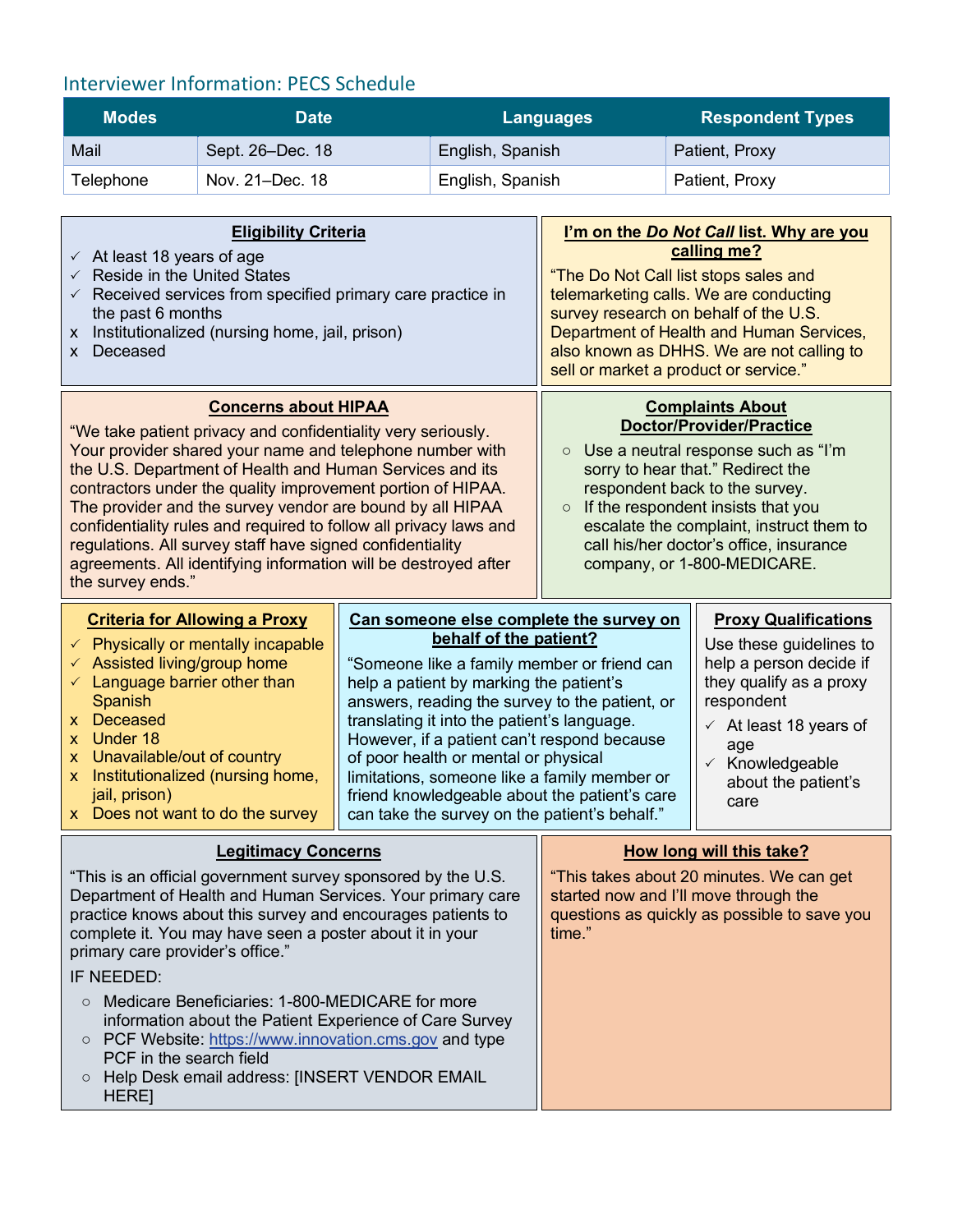## Interviewer Information: PECS Schedule

| Modes | Date | Languages | Respondent Types |
|---|---|---|---|
| Mail | Sept. 26–Dec. 18 | English, Spanish | Patient, Proxy |
| Telephone | Nov. 21–Dec. 18 | English, Spanish | Patient, Proxy |

### Eligibility Criteria

- ✓ At least 18 years of age
- ✓ Reside in the United States
- ✓ Received services from specified primary care practice in the past 6 months
- x Institutionalized (nursing home, jail, prison)
- x Deceased

### I'm on the *Do Not Call* list. Why are you calling me?

"The Do Not Call list stops sales and telemarketing calls. We are conducting survey research on behalf of the U.S. Department of Health and Human Services, also known as DHHS. We are not calling to sell or market a product or service."

### Concerns about HIPAA

"We take patient privacy and confidentiality very seriously. Your provider shared your name and telephone number with the U.S. Department of Health and Human Services and its contractors under the quality improvement portion of HIPAA. The provider and the survey vendor are bound by all HIPAA confidentiality rules and required to follow all privacy laws and regulations. All survey staff have signed confidentiality agreements. All identifying information will be destroyed after the survey ends."

### Complaints About Doctor/Provider/Practice

- Use a neutral response such as "I'm sorry to hear that." Redirect the respondent back to the survey.
- If the respondent insists that you escalate the complaint, instruct them to call his/her doctor's office, insurance company, or 1-800-MEDICARE.

### Criteria for Allowing a Proxy

- ✓ Physically or mentally incapable
- ✓ Assisted living/group home
- ✓ Language barrier other than Spanish
- x Deceased
- x Under 18
- x Unavailable/out of country
- x Institutionalized (nursing home, jail, prison)
- x Does not want to do the survey

### Can someone else complete the survey on behalf of the patient?

"Someone like a family member or friend can help a patient by marking the patient's answers, reading the survey to the patient, or translating it into the patient's language. However, if a patient can't respond because of poor health or mental or physical limitations, someone like a family member or friend knowledgeable about the patient's care can take the survey on the patient's behalf."

### Proxy Qualifications

Use these guidelines to help a person decide if they qualify as a proxy respondent

- ✓ At least 18 years of age
- ✓ Knowledgeable about the patient's care

### Legitimacy Concerns

"This is an official government survey sponsored by the U.S. Department of Health and Human Services. Your primary care practice knows about this survey and encourages patients to complete it. You may have seen a poster about it in your primary care provider's office."

IF NEEDED:

- Medicare Beneficiaries: 1-800-MEDICARE for more information about the Patient Experience of Care Survey
- PCF Website: https://www.innovation.cms.gov and type PCF in the search field
- Help Desk email address: [INSERT VENDOR EMAIL HERE]

### How long will this take?

"This takes about 20 minutes. We can get started now and I'll move through the questions as quickly as possible to save you time."